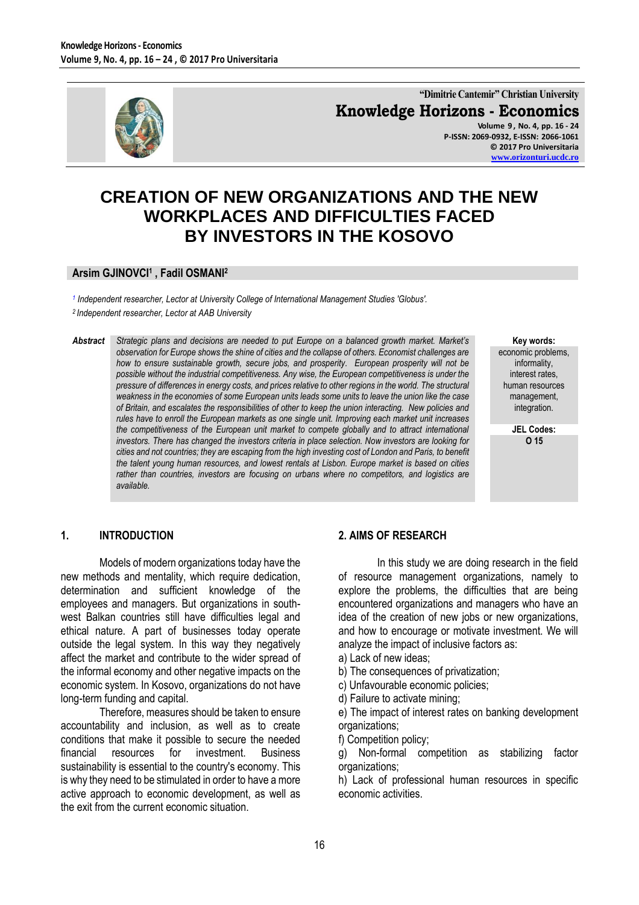"Dimitrie Cantemir" Christian University

**Knowledge Horizons - Economics**

Volume 9, No. 4, pp. 16 - 24
P-ISSN: 2069-0932, E-ISSN: 2066-1061
© 2017 Pro Universitaria
www.orizonturi.ucdc.ro

# CREATION OF NEW ORGANIZATIONS AND THE NEW WORKPLACES AND DIFFICULTIES FACED BY INVESTORS IN THE KOSOVO

**Arsim GJINOVCI[1] , Fadil OSMANI[2]**

[1] *Independent researcher, Lector at University College of International Management Studies 'Globus'.*

[2] *Independent researcher, Lector at AAB University*

**Abstract** *Strategic plans and decisions are needed to put Europe on a balanced growth market. Market's observation for Europe shows the shine of cities and the collapse of others. Economist challenges are how to ensure sustainable growth, secure jobs, and prosperity. European prosperity will not be possible without the industrial competitiveness. Any wise, the European competitiveness is under the pressure of differences in energy costs, and prices relative to other regions in the world. The structural weakness in the economies of some European units leads some units to leave the union like the case of Britain, and escalates the responsibilities of other to keep the union interacting. New policies and rules have to enroll the European markets as one single unit. Improving each market unit increases the competitiveness of the European unit market to compete globally and to attract international investors. There has changed the investors criteria in place selection. Now investors are looking for cities and not countries; they are escaping from the high investing cost of London and Paris, to benefit the talent young human resources, and lowest rentals at Lisbon. Europe market is based on cities rather than countries, investors are focusing on urbans where no competitors, and logistics are available.*

**Key words:** economic problems, informality, interest rates, human resources management, integration.

**JEL Codes:** O 15

## 1. INTRODUCTION

Models of modern organizations today have the new methods and mentality, which require dedication, determination and sufficient knowledge of the employees and managers. But organizations in south-west Balkan countries still have difficulties legal and ethical nature. A part of businesses today operate outside the legal system. In this way they negatively affect the market and contribute to the wider spread of the informal economy and other negative impacts on the economic system. In Kosovo, organizations do not have long-term funding and capital.

Therefore, measures should be taken to ensure accountability and inclusion, as well as to create conditions that make it possible to secure the needed financial resources for investment. Business sustainability is essential to the country's economy. This is why they need to be stimulated in order to have a more active approach to economic development, as well as the exit from the current economic situation.

## 2. AIMS OF RESEARCH

In this study we are doing research in the field of resource management organizations, namely to explore the problems, the difficulties that are being encountered organizations and managers who have an idea of the creation of new jobs or new organizations, and how to encourage or motivate investment. We will analyze the impact of inclusive factors as:

a) Lack of new ideas;
b) The consequences of privatization;
c) Unfavourable economic policies;
d) Failure to activate mining;
e) The impact of interest rates on banking development organizations;
f) Competition policy;
g) Non-formal competition as stabilizing factor organizations;
h) Lack of professional human resources in specific economic activities.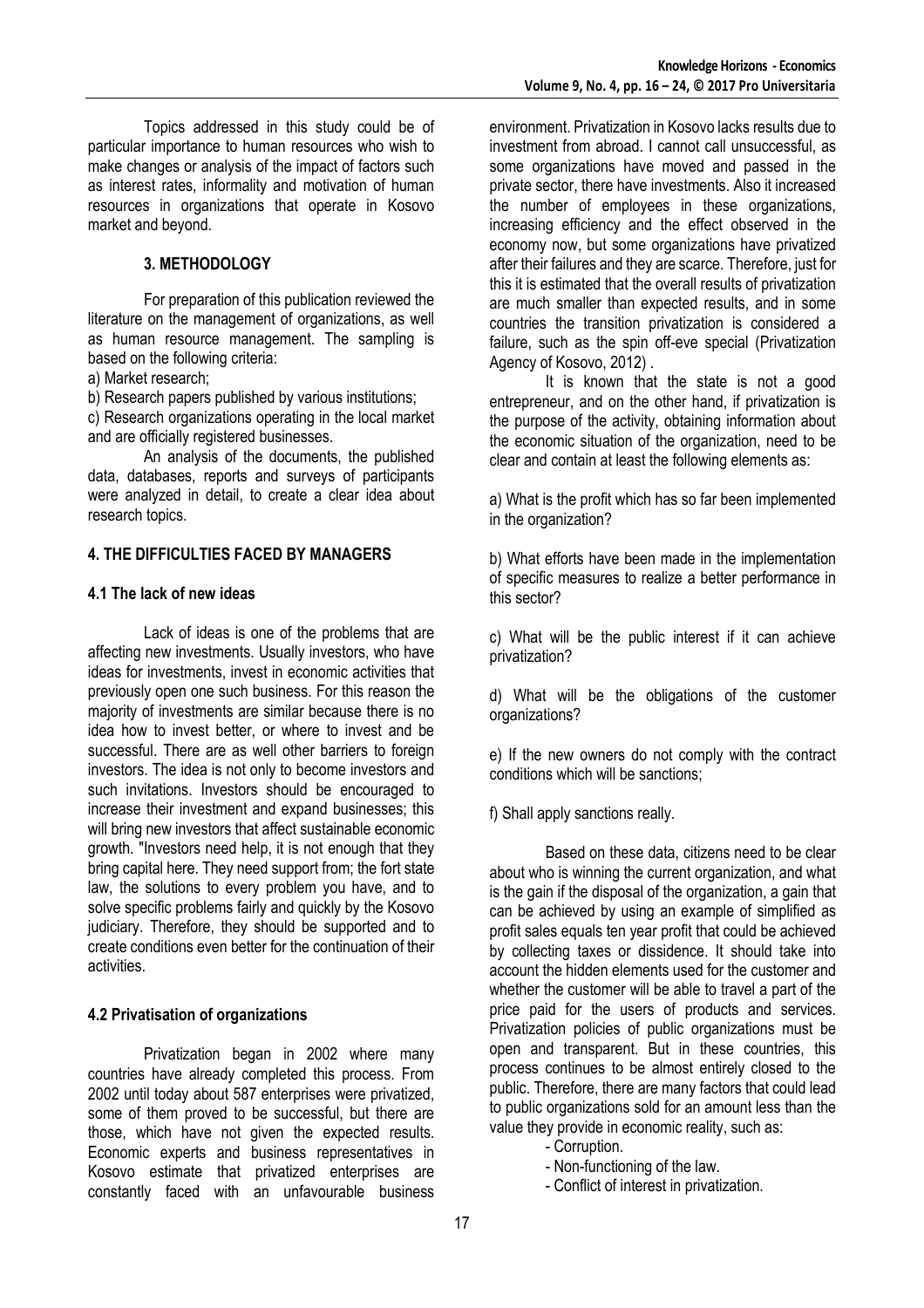Topics addressed in this study could be of particular importance to human resources who wish to make changes or analysis of the impact of factors such as interest rates, informality and motivation of human resources in organizations that operate in Kosovo market and beyond.

## 3. METHODOLOGY

For preparation of this publication reviewed the literature on the management of organizations, as well as human resource management. The sampling is based on the following criteria:

a) Market research;

b) Research papers published by various institutions;

c) Research organizations operating in the local market and are officially registered businesses.

An analysis of the documents, the published data, databases, reports and surveys of participants were analyzed in detail, to create a clear idea about research topics.

## 4. THE DIFFICULTIES FACED BY MANAGERS

### 4.1 The lack of new ideas

Lack of ideas is one of the problems that are affecting new investments. Usually investors, who have ideas for investments, invest in economic activities that previously open one such business. For this reason the majority of investments are similar because there is no idea how to invest better, or where to invest and be successful. There are as well other barriers to foreign investors. The idea is not only to become investors and such invitations. Investors should be encouraged to increase their investment and expand businesses; this will bring new investors that affect sustainable economic growth. "Investors need help, it is not enough that they bring capital here. They need support from; the fort state law, the solutions to every problem you have, and to solve specific problems fairly and quickly by the Kosovo judiciary. Therefore, they should be supported and to create conditions even better for the continuation of their activities.

### 4.2 Privatisation of organizations

Privatization began in 2002 where many countries have already completed this process. From 2002 until today about 587 enterprises were privatized, some of them proved to be successful, but there are those, which have not given the expected results. Economic experts and business representatives in Kosovo estimate that privatized enterprises are constantly faced with an unfavourable business environment. Privatization in Kosovo lacks results due to investment from abroad. I cannot call unsuccessful, as some organizations have moved and passed in the private sector, there have investments. Also it increased the number of employees in these organizations, increasing efficiency and the effect observed in the economy now, but some organizations have privatized after their failures and they are scarce. Therefore, just for this it is estimated that the overall results of privatization are much smaller than expected results, and in some countries the transition privatization is considered a failure, such as the spin off-eve special (Privatization Agency of Kosovo, 2012) .

It is known that the state is not a good entrepreneur, and on the other hand, if privatization is the purpose of the activity, obtaining information about the economic situation of the organization, need to be clear and contain at least the following elements as:

a) What is the profit which has so far been implemented in the organization?

b) What efforts have been made in the implementation of specific measures to realize a better performance in this sector?

c) What will be the public interest if it can achieve privatization?

d) What will be the obligations of the customer organizations?

e) If the new owners do not comply with the contract conditions which will be sanctions;

f) Shall apply sanctions really.

Based on these data, citizens need to be clear about who is winning the current organization, and what is the gain if the disposal of the organization, a gain that can be achieved by using an example of simplified as profit sales equals ten year profit that could be achieved by collecting taxes or dissidence. It should take into account the hidden elements used for the customer and whether the customer will be able to travel a part of the price paid for the users of products and services. Privatization policies of public organizations must be open and transparent. But in these countries, this process continues to be almost entirely closed to the public. Therefore, there are many factors that could lead to public organizations sold for an amount less than the value they provide in economic reality, such as:

- Corruption.
- Non-functioning of the law.
- Conflict of interest in privatization.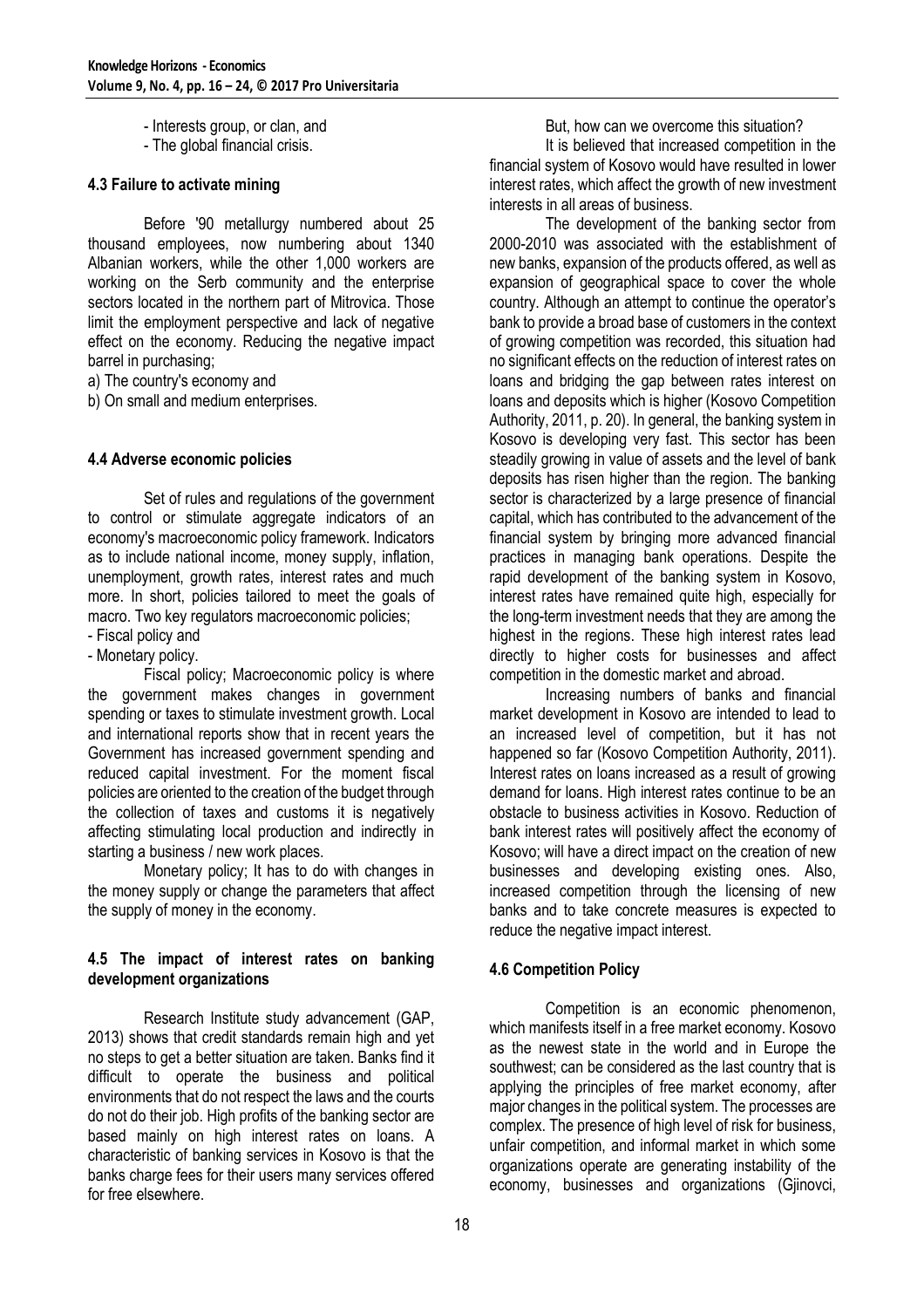- Interests group, or clan, and
- The global financial crisis.

### 4.3 Failure to activate mining

Before '90 metallurgy numbered about 25 thousand employees, now numbering about 1340 Albanian workers, while the other 1,000 workers are working on the Serb community and the enterprise sectors located in the northern part of Mitrovica. Those limit the employment perspective and lack of negative effect on the economy. Reducing the negative impact barrel in purchasing;

a) The country's economy and

b) On small and medium enterprises.

### 4.4 Adverse economic policies

Set of rules and regulations of the government to control or stimulate aggregate indicators of an economy's macroeconomic policy framework. Indicators as to include national income, money supply, inflation, unemployment, growth rates, interest rates and much more. In short, policies tailored to meet the goals of macro. Two key regulators macroeconomic policies;

- Fiscal policy and
- Monetary policy.

Fiscal policy; Macroeconomic policy is where the government makes changes in government spending or taxes to stimulate investment growth. Local and international reports show that in recent years the Government has increased government spending and reduced capital investment. For the moment fiscal policies are oriented to the creation of the budget through the collection of taxes and customs it is negatively affecting stimulating local production and indirectly in starting a business / new work places.

Monetary policy; It has to do with changes in the money supply or change the parameters that affect the supply of money in the economy.

### 4.5 The impact of interest rates on banking development organizations

Research Institute study advancement (GAP, 2013) shows that credit standards remain high and yet no steps to get a better situation are taken. Banks find it difficult to operate the business and political environments that do not respect the laws and the courts do not do their job. High profits of the banking sector are based mainly on high interest rates on loans. A characteristic of banking services in Kosovo is that the banks charge fees for their users many services offered for free elsewhere.

But, how can we overcome this situation?

It is believed that increased competition in the financial system of Kosovo would have resulted in lower interest rates, which affect the growth of new investment interests in all areas of business.

The development of the banking sector from 2000-2010 was associated with the establishment of new banks, expansion of the products offered, as well as expansion of geographical space to cover the whole country. Although an attempt to continue the operator's bank to provide a broad base of customers in the context of growing competition was recorded, this situation had no significant effects on the reduction of interest rates on loans and bridging the gap between rates interest on loans and deposits which is higher (Kosovo Competition Authority, 2011, p. 20). In general, the banking system in Kosovo is developing very fast. This sector has been steadily growing in value of assets and the level of bank deposits has risen higher than the region. The banking sector is characterized by a large presence of financial capital, which has contributed to the advancement of the financial system by bringing more advanced financial practices in managing bank operations. Despite the rapid development of the banking system in Kosovo, interest rates have remained quite high, especially for the long-term investment needs that they are among the highest in the regions. These high interest rates lead directly to higher costs for businesses and affect competition in the domestic market and abroad.

Increasing numbers of banks and financial market development in Kosovo are intended to lead to an increased level of competition, but it has not happened so far (Kosovo Competition Authority, 2011). Interest rates on loans increased as a result of growing demand for loans. High interest rates continue to be an obstacle to business activities in Kosovo. Reduction of bank interest rates will positively affect the economy of Kosovo; will have a direct impact on the creation of new businesses and developing existing ones. Also, increased competition through the licensing of new banks and to take concrete measures is expected to reduce the negative impact interest.

### 4.6 Competition Policy

Competition is an economic phenomenon, which manifests itself in a free market economy. Kosovo as the newest state in the world and in Europe the southwest; can be considered as the last country that is applying the principles of free market economy, after major changes in the political system. The processes are complex. The presence of high level of risk for business, unfair competition, and informal market in which some organizations operate are generating instability of the economy, businesses and organizations (Gjinovci,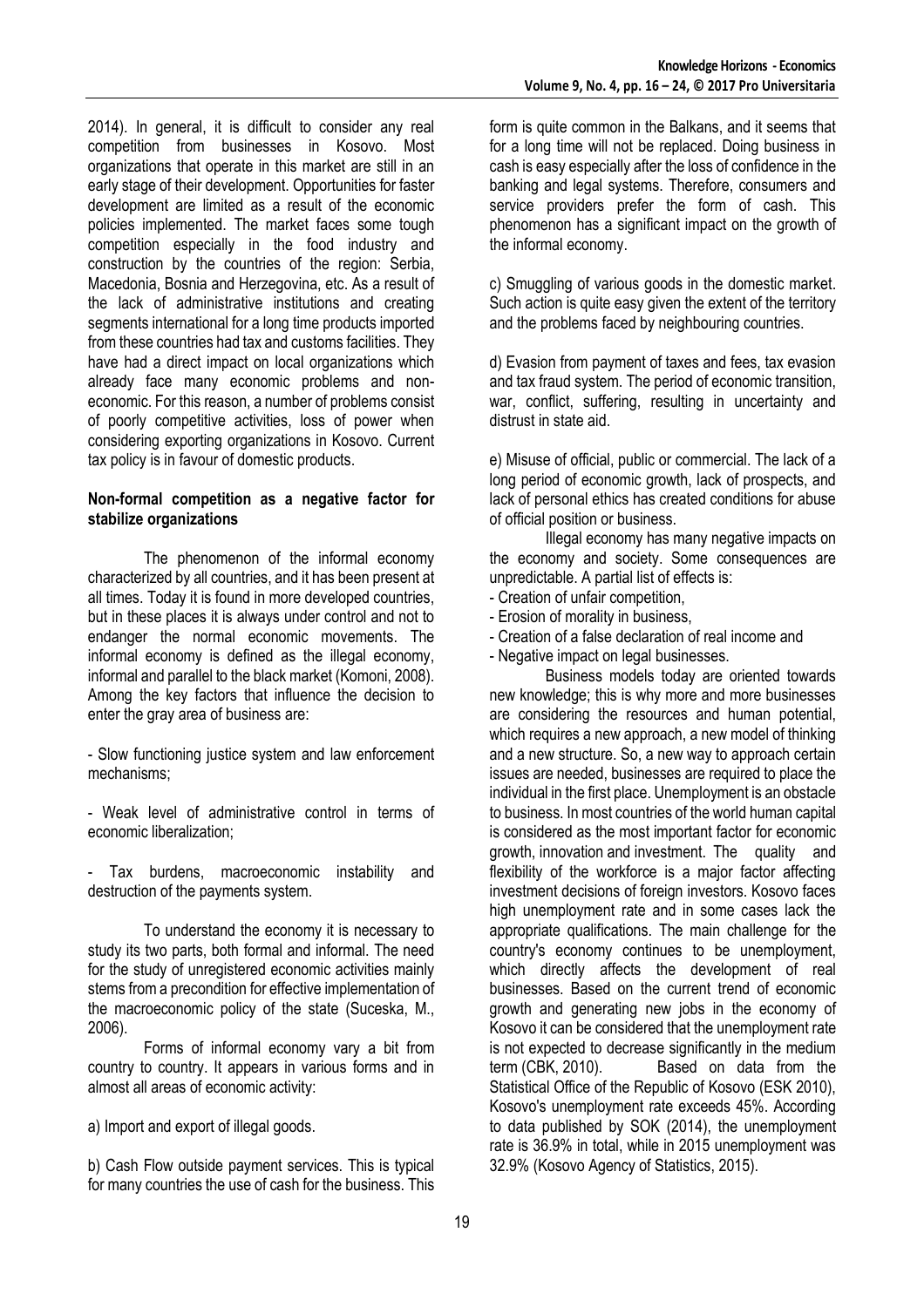2014). In general, it is difficult to consider any real competition from businesses in Kosovo. Most organizations that operate in this market are still in an early stage of their development. Opportunities for faster development are limited as a result of the economic policies implemented. The market faces some tough competition especially in the food industry and construction by the countries of the region: Serbia, Macedonia, Bosnia and Herzegovina, etc. As a result of the lack of administrative institutions and creating segments international for a long time products imported from these countries had tax and customs facilities. They have had a direct impact on local organizations which already face many economic problems and non-economic. For this reason, a number of problems consist of poorly competitive activities, loss of power when considering exporting organizations in Kosovo. Current tax policy is in favour of domestic products.

**Non-formal competition as a negative factor for stabilize organizations**

The phenomenon of the informal economy characterized by all countries, and it has been present at all times. Today it is found in more developed countries, but in these places it is always under control and not to endanger the normal economic movements. The informal economy is defined as the illegal economy, informal and parallel to the black market (Komoni, 2008). Among the key factors that influence the decision to enter the gray area of business are:

- Slow functioning justice system and law enforcement mechanisms;

- Weak level of administrative control in terms of economic liberalization;

- Tax burdens, macroeconomic instability and destruction of the payments system.

To understand the economy it is necessary to study its two parts, both formal and informal. The need for the study of unregistered economic activities mainly stems from a precondition for effective implementation of the macroeconomic policy of the state (Suceska, M., 2006).

Forms of informal economy vary a bit from country to country. It appears in various forms and in almost all areas of economic activity:

a) Import and export of illegal goods.

b) Cash Flow outside payment services. This is typical for many countries the use of cash for the business. This form is quite common in the Balkans, and it seems that for a long time will not be replaced. Doing business in cash is easy especially after the loss of confidence in the banking and legal systems. Therefore, consumers and service providers prefer the form of cash. This phenomenon has a significant impact on the growth of the informal economy.

c) Smuggling of various goods in the domestic market. Such action is quite easy given the extent of the territory and the problems faced by neighbouring countries.

d) Evasion from payment of taxes and fees, tax evasion and tax fraud system. The period of economic transition, war, conflict, suffering, resulting in uncertainty and distrust in state aid.

e) Misuse of official, public or commercial. The lack of a long period of economic growth, lack of prospects, and lack of personal ethics has created conditions for abuse of official position or business.

Illegal economy has many negative impacts on the economy and society. Some consequences are unpredictable. A partial list of effects is:

- Creation of unfair competition,
- Erosion of morality in business,
- Creation of a false declaration of real income and
- Negative impact on legal businesses.

Business models today are oriented towards new knowledge; this is why more and more businesses are considering the resources and human potential, which requires a new approach, a new model of thinking and a new structure. So, a new way to approach certain issues are needed, businesses are required to place the individual in the first place. Unemployment is an obstacle to business. In most countries of the world human capital is considered as the most important factor for economic growth, innovation and investment. The quality and flexibility of the workforce is a major factor affecting investment decisions of foreign investors. Kosovo faces high unemployment rate and in some cases lack the appropriate qualifications. The main challenge for the country's economy continues to be unemployment, which directly affects the development of real businesses. Based on the current trend of economic growth and generating new jobs in the economy of Kosovo it can be considered that the unemployment rate is not expected to decrease significantly in the medium term (CBK, 2010). Based on data from the Statistical Office of the Republic of Kosovo (ESK 2010), Kosovo's unemployment rate exceeds 45%. According to data published by SOK (2014), the unemployment rate is 36.9% in total, while in 2015 unemployment was 32.9% (Kosovo Agency of Statistics, 2015).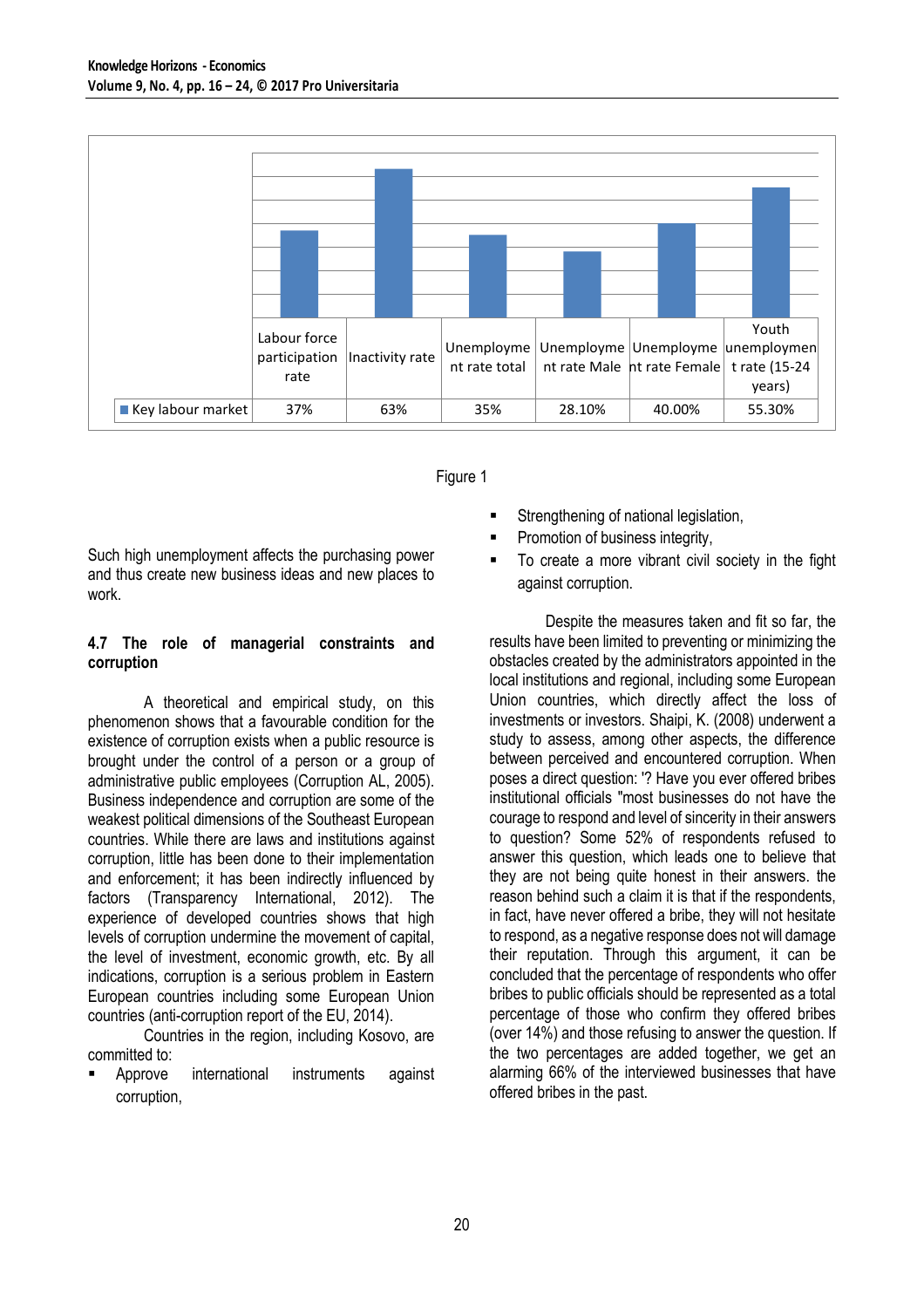|  | Labour force participation rate | Inactivity rate | Unemployment rate total | Unemployment rate Male | Unemployment rate Female | Youth unemployment rate (15-24 years) |
|---|---|---|---|---|---|---|
| Key labour market | 37% | 63% | 35% | 28.10% | 40.00% | 55.30% |

Figure 1

Such high unemployment affects the purchasing power and thus create new business ideas and new places to work.

#### 4.7 The role of managerial constraints and corruption

A theoretical and empirical study, on this phenomenon shows that a favourable condition for the existence of corruption exists when a public resource is brought under the control of a person or a group of administrative public employees (Corruption AL, 2005). Business independence and corruption are some of the weakest political dimensions of the Southeast European countries. While there are laws and institutions against corruption, little has been done to their implementation and enforcement; it has been indirectly influenced by factors (Transparency International, 2012). The experience of developed countries shows that high levels of corruption undermine the movement of capital, the level of investment, economic growth, etc. By all indications, corruption is a serious problem in Eastern European countries including some European Union countries (anti-corruption report of the EU, 2014).

Countries in the region, including Kosovo, are committed to:

- Approve international instruments against corruption,
- Strengthening of national legislation,
- Promotion of business integrity,
- To create a more vibrant civil society in the fight against corruption.

Despite the measures taken and fit so far, the results have been limited to preventing or minimizing the obstacles created by the administrators appointed in the local institutions and regional, including some European Union countries, which directly affect the loss of investments or investors. Shaipi, K. (2008) underwent a study to assess, among other aspects, the difference between perceived and encountered corruption. When poses a direct question: '? Have you ever offered bribes institutional officials "most businesses do not have the courage to respond and level of sincerity in their answers to question? Some 52% of respondents refused to answer this question, which leads one to believe that they are not being quite honest in their answers. the reason behind such a claim it is that if the respondents, in fact, have never offered a bribe, they will not hesitate to respond, as a negative response does not will damage their reputation. Through this argument, it can be concluded that the percentage of respondents who offer bribes to public officials should be represented as a total percentage of those who confirm they offered bribes (over 14%) and those refusing to answer the question. If the two percentages are added together, we get an alarming 66% of the interviewed businesses that have offered bribes in the past.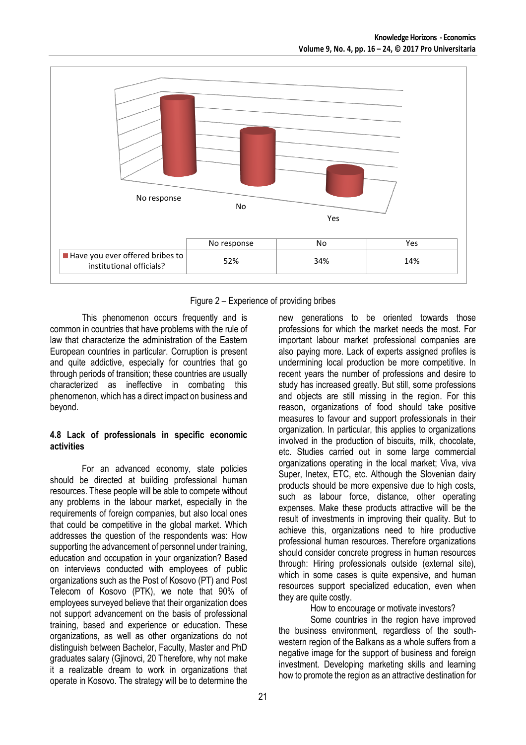| | No response | No | Yes |
|---|---|---|---|
| Have you ever offered bribes to institutional officials? | 52% | 34% | 14% |

Figure 2 – Experience of providing bribes

This phenomenon occurs frequently and is common in countries that have problems with the rule of law that characterize the administration of the Eastern European countries in particular. Corruption is present and quite addictive, especially for countries that go through periods of transition; these countries are usually characterized as ineffective in combating this phenomenon, which has a direct impact on business and beyond.

#### 4.8 Lack of professionals in specific economic activities

For an advanced economy, state policies should be directed at building professional human resources. These people will be able to compete without any problems in the labour market, especially in the requirements of foreign companies, but also local ones that could be competitive in the global market. Which addresses the question of the respondents was: How supporting the advancement of personnel under training, education and occupation in your organization? Based on interviews conducted with employees of public organizations such as the Post of Kosovo (PT) and Post Telecom of Kosovo (PTK), we note that 90% of employees surveyed believe that their organization does not support advancement on the basis of professional training, based and experience or education. These organizations, as well as other organizations do not distinguish between Bachelor, Faculty, Master and PhD graduates salary (Gjinovci, 20 Therefore, why not make it a realizable dream to work in organizations that operate in Kosovo. The strategy will be to determine the new generations to be oriented towards those professions for which the market needs the most. For important labour market professional companies are also paying more. Lack of experts assigned profiles is undermining local production be more competitive. In recent years the number of professions and desire to study has increased greatly. But still, some professions and objects are still missing in the region. For this reason, organizations of food should take positive measures to favour and support professionals in their organization. In particular, this applies to organizations involved in the production of biscuits, milk, chocolate, etc. Studies carried out in some large commercial organizations operating in the local market; Viva, viva Super, Inetex, ETC, etc. Although the Slovenian dairy products should be more expensive due to high costs, such as labour force, distance, other operating expenses. Make these products attractive will be the result of investments in improving their quality. But to achieve this, organizations need to hire productive professional human resources. Therefore organizations should consider concrete progress in human resources through: Hiring professionals outside (external site), which in some cases is quite expensive, and human resources support specialized education, even when they are quite costly.

How to encourage or motivate investors?

Some countries in the region have improved the business environment, regardless of the south-western region of the Balkans as a whole suffers from a negative image for the support of business and foreign investment. Developing marketing skills and learning how to promote the region as an attractive destination for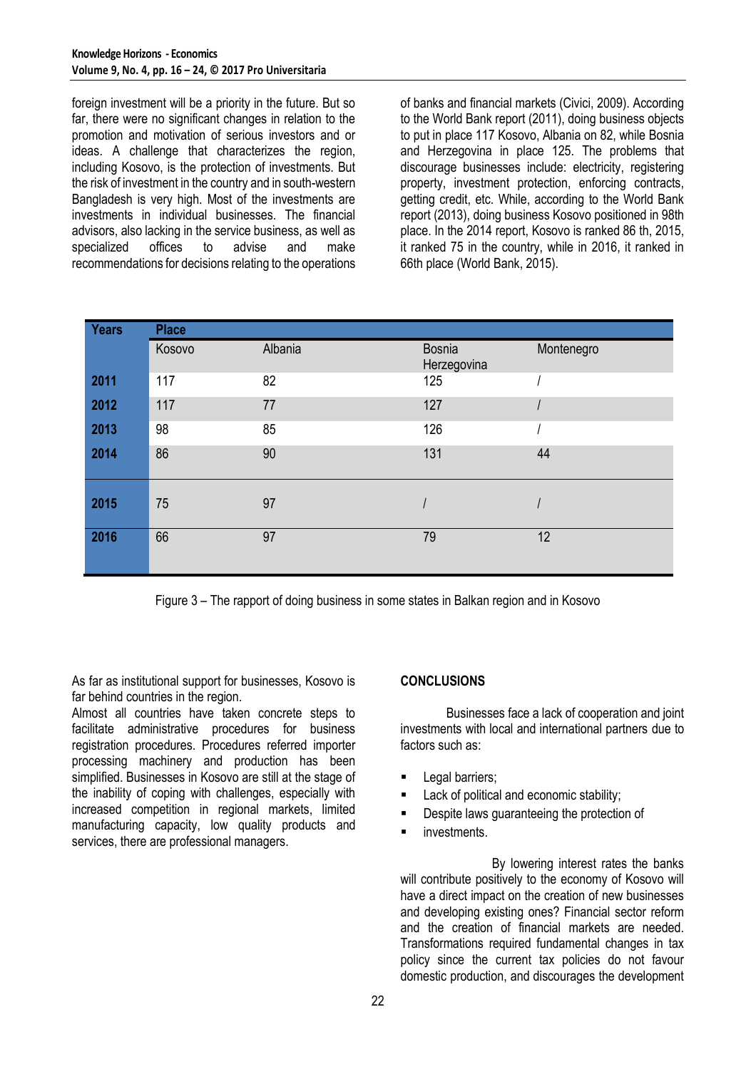foreign investment will be a priority in the future. But so far, there were no significant changes in relation to the promotion and motivation of serious investors and or ideas. A challenge that characterizes the region, including Kosovo, is the protection of investments. But the risk of investment in the country and in south-western Bangladesh is very high. Most of the investments are investments in individual businesses. The financial advisors, also lacking in the service business, as well as specialized offices to advise and make recommendations for decisions relating to the operations of banks and financial markets (Civici, 2009). According to the World Bank report (2011), doing business objects to put in place 117 Kosovo, Albania on 82, while Bosnia and Herzegovina in place 125. The problems that discourage businesses include: electricity, registering property, investment protection, enforcing contracts, getting credit, etc. While, according to the World Bank report (2013), doing business Kosovo positioned in 98th place. In the 2014 report, Kosovo is ranked 86 th, 2015, it ranked 75 in the country, while in 2016, it ranked in 66th place (World Bank, 2015).

| Years | Place | | | |
|---|---|---|---|---|
| | Kosovo | Albania | Bosnia Herzegovina | Montenegro |
| **2011** | 117 | 82 | 125 | / |
| **2012** | 117 | 77 | 127 | / |
| **2013** | 98 | 85 | 126 | / |
| **2014** | 86 | 90 | 131 | 44 |
| **2015** | 75 | 97 | / | / |
| **2016** | 66 | 97 | 79 | 12 |

Figure 3 – The rapport of doing business in some states in Balkan region and in Kosovo

As far as institutional support for businesses, Kosovo is far behind countries in the region.

Almost all countries have taken concrete steps to facilitate administrative procedures for business registration procedures. Procedures referred importer processing machinery and production has been simplified. Businesses in Kosovo are still at the stage of the inability of coping with challenges, especially with increased competition in regional markets, limited manufacturing capacity, low quality products and services, there are professional managers.

## CONCLUSIONS

Businesses face a lack of cooperation and joint investments with local and international partners due to factors such as:

- Legal barriers;
- Lack of political and economic stability;
- Despite laws guaranteeing the protection of
- investments.

By lowering interest rates the banks will contribute positively to the economy of Kosovo will have a direct impact on the creation of new businesses and developing existing ones? Financial sector reform and the creation of financial markets are needed. Transformations required fundamental changes in tax policy since the current tax policies do not favour domestic production, and discourages the development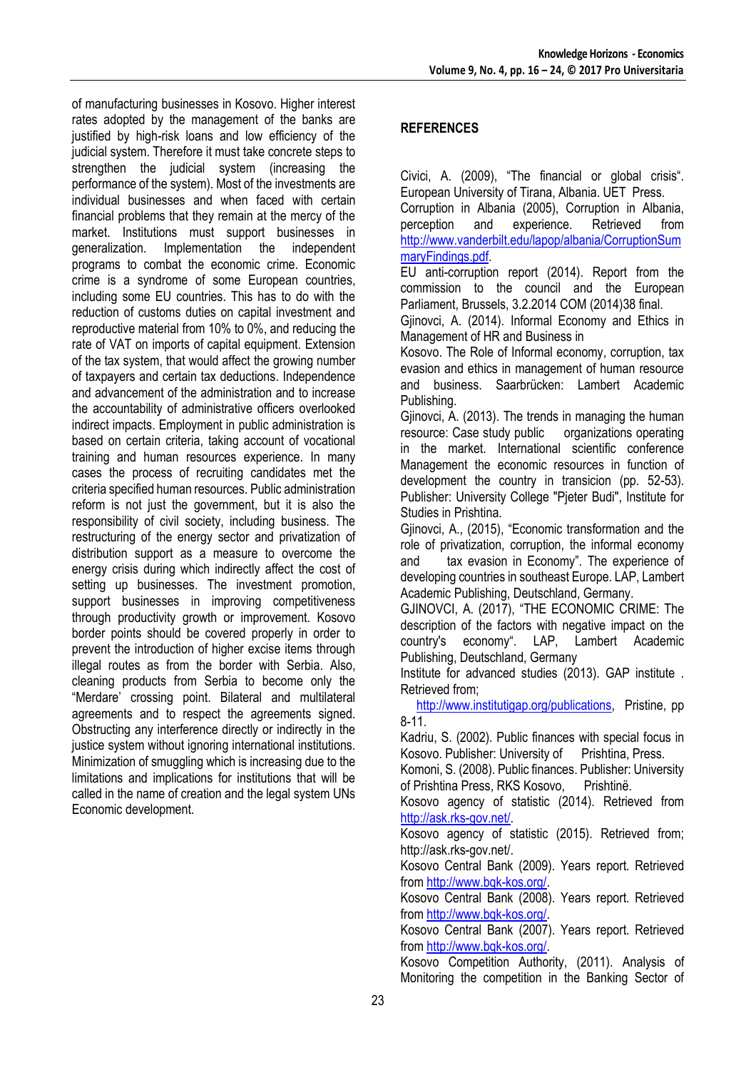of manufacturing businesses in Kosovo. Higher interest rates adopted by the management of the banks are justified by high-risk loans and low efficiency of the judicial system. Therefore it must take concrete steps to strengthen the judicial system (increasing the performance of the system). Most of the investments are individual businesses and when faced with certain financial problems that they remain at the mercy of the market. Institutions must support businesses in generalization. Implementation the independent programs to combat the economic crime. Economic crime is a syndrome of some European countries, including some EU countries. This has to do with the reduction of customs duties on capital investment and reproductive material from 10% to 0%, and reducing the rate of VAT on imports of capital equipment. Extension of the tax system, that would affect the growing number of taxpayers and certain tax deductions. Independence and advancement of the administration and to increase the accountability of administrative officers overlooked indirect impacts. Employment in public administration is based on certain criteria, taking account of vocational training and human resources experience. In many cases the process of recruiting candidates met the criteria specified human resources. Public administration reform is not just the government, but it is also the responsibility of civil society, including business. The restructuring of the energy sector and privatization of distribution support as a measure to overcome the energy crisis during which indirectly affect the cost of setting up businesses. The investment promotion, support businesses in improving competitiveness through productivity growth or improvement. Kosovo border points should be covered properly in order to prevent the introduction of higher excise items through illegal routes as from the border with Serbia. Also, cleaning products from Serbia to become only the "Merdare' crossing point. Bilateral and multilateral agreements and to respect the agreements signed. Obstructing any interference directly or indirectly in the justice system without ignoring international institutions. Minimization of smuggling which is increasing due to the limitations and implications for institutions that will be called in the name of creation and the legal system UNs Economic development.

## REFERENCES

Civici, A. (2009), "The financial or global crisis". European University of Tirana, Albania. UET Press.

Corruption in Albania (2005), Corruption in Albania, perception and experience. Retrieved from http://www.vanderbilt.edu/lapop/albania/CorruptionSummaryFindings.pdf.

EU anti-corruption report (2014). Report from the commission to the council and the European Parliament, Brussels, 3.2.2014 COM (2014)38 final.

Gjinovci, A. (2014). Informal Economy and Ethics in Management of HR and Business in Kosovo. The Role of Informal economy, corruption, tax evasion and ethics in management of human resource and business. Saarbrücken: Lambert Academic Publishing.

Gjinovci, A. (2013). The trends in managing the human resource: Case study public organizations operating in the market. International scientific conference Management the economic resources in function of development the country in transicion (pp. 52-53). Publisher: University College "Pjeter Budi", Institute for Studies in Prishtina.

Gjinovci, A., (2015), "Economic transformation and the role of privatization, corruption, the informal economy and tax evasion in Economy". The experience of developing countries in southeast Europe. LAP, Lambert Academic Publishing, Deutschland, Germany.

GJINOVCI, A. (2017), "THE ECONOMIC CRIME: The description of the factors with negative impact on the country's economy". LAP, Lambert Academic Publishing, Deutschland, Germany

Institute for advanced studies (2013). GAP institute . Retrieved from; http://www.institutigap.org/publications, Pristine, pp 8-11.

Kadriu, S. (2002). Public finances with special focus in Kosovo. Publisher: University of Prishtina, Press.

Komoni, S. (2008). Public finances. Publisher: University of Prishtina Press, RKS Kosovo, Prishtinë.

Kosovo agency of statistic (2014). Retrieved from http://ask.rks-gov.net/.

Kosovo agency of statistic (2015). Retrieved from; http://ask.rks-gov.net/.

Kosovo Central Bank (2009). Years report. Retrieved from http://www.bqk-kos.org/.

Kosovo Central Bank (2008). Years report. Retrieved from http://www.bqk-kos.org/.

Kosovo Central Bank (2007). Years report. Retrieved from http://www.bqk-kos.org/.

Kosovo Competition Authority, (2011). Analysis of Monitoring the competition in the Banking Sector of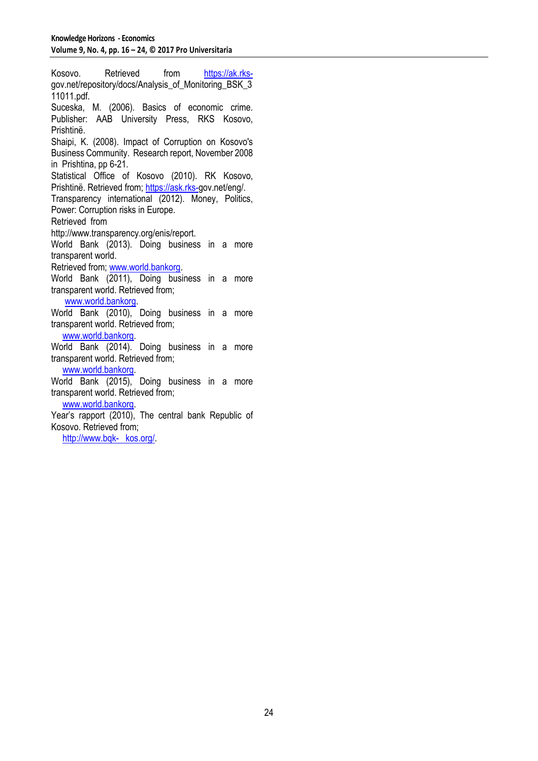Kosovo. Retrieved from https://ak.rks-gov.net/repository/docs/Analysis_of_Monitoring_BSK_311011.pdf.

Suceska, M. (2006). Basics of economic crime. Publisher: AAB University Press, RKS Kosovo, Prishtinë.

Shaipi, K. (2008). Impact of Corruption on Kosovo's Business Community. Research report, November 2008 in Prishtina, pp 6-21.

Statistical Office of Kosovo (2010). RK Kosovo, Prishtinë. Retrieved from; https://ask.rks-gov.net/eng/.

Transparency international (2012). Money, Politics, Power: Corruption risks in Europe. Retrieved from http://www.transparency.org/enis/report.

World Bank (2013). Doing business in a more transparent world. Retrieved from; www.world.bankorg.

World Bank (2011), Doing business in a more transparent world. Retrieved from; www.world.bankorg.

World Bank (2010), Doing business in a more transparent world. Retrieved from; www.world.bankorg.

World Bank (2014). Doing business in a more transparent world. Retrieved from; www.world.bankorg.

World Bank (2015), Doing business in a more transparent world. Retrieved from; www.world.bankorg.

Year's rapport (2010), The central bank Republic of Kosovo. Retrieved from; http://www.bqk- kos.org/.